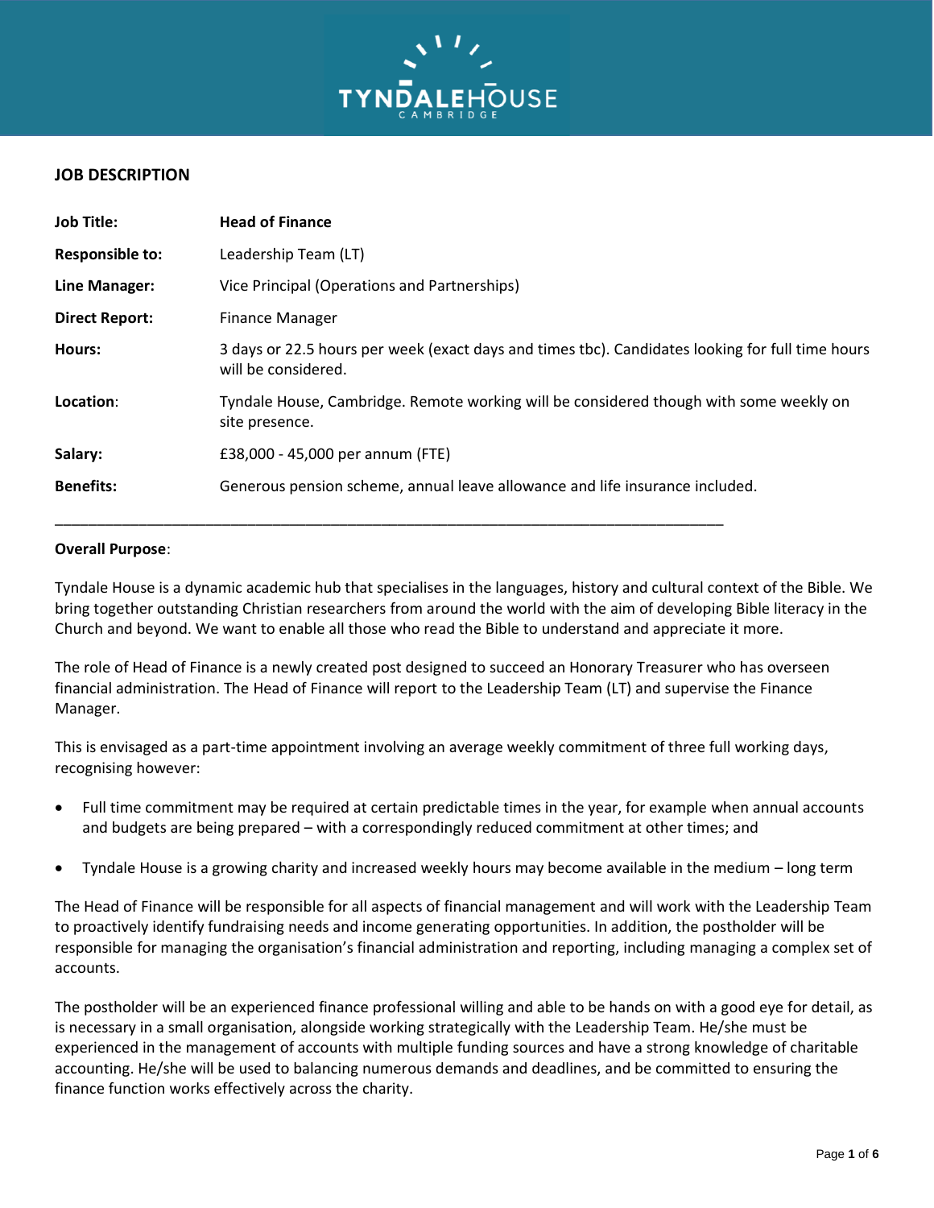TYNDALE HOUSE
CAMBRIDGE

# JOB DESCRIPTION

| | |
|---|---|
| **Job Title:** | **Head of Finance** |
| **Responsible to:** | Leadership Team (LT) |
| **Line Manager:** | Vice Principal (Operations and Partnerships) |
| **Direct Report:** | Finance Manager |
| **Hours:** | 3 days or 22.5 hours per week (exact days and times tbc). Candidates looking for full time hours will be considered. |
| **Location:** | Tyndale House, Cambridge. Remote working will be considered though with some weekly on site presence. |
| **Salary:** | £38,000 - 45,000 per annum (FTE) |
| **Benefits:** | Generous pension scheme, annual leave allowance and life insurance included. |

---

**Overall Purpose**:

Tyndale House is a dynamic academic hub that specialises in the languages, history and cultural context of the Bible. We bring together outstanding Christian researchers from around the world with the aim of developing Bible literacy in the Church and beyond. We want to enable all those who read the Bible to understand and appreciate it more.

The role of Head of Finance is a newly created post designed to succeed an Honorary Treasurer who has overseen financial administration. The Head of Finance will report to the Leadership Team (LT) and supervise the Finance Manager.

This is envisaged as a part-time appointment involving an average weekly commitment of three full working days, recognising however:

- Full time commitment may be required at certain predictable times in the year, for example when annual accounts and budgets are being prepared – with a correspondingly reduced commitment at other times; and
- Tyndale House is a growing charity and increased weekly hours may become available in the medium – long term

The Head of Finance will be responsible for all aspects of financial management and will work with the Leadership Team to proactively identify fundraising needs and income generating opportunities. In addition, the postholder will be responsible for managing the organisation's financial administration and reporting, including managing a complex set of accounts.

The postholder will be an experienced finance professional willing and able to be hands on with a good eye for detail, as is necessary in a small organisation, alongside working strategically with the Leadership Team. He/she must be experienced in the management of accounts with multiple funding sources and have a strong knowledge of charitable accounting. He/she will be used to balancing numerous demands and deadlines, and be committed to ensuring the finance function works effectively across the charity.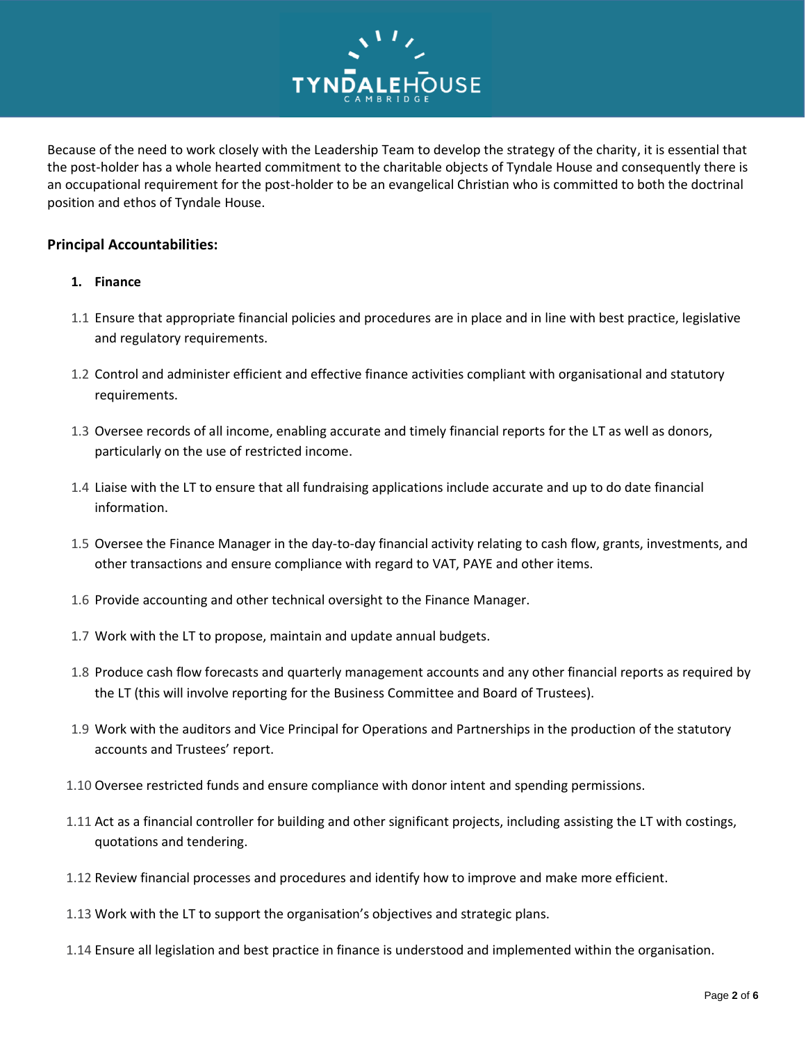Because of the need to work closely with the Leadership Team to develop the strategy of the charity, it is essential that the post-holder has a whole hearted commitment to the charitable objects of Tyndale House and consequently there is an occupational requirement for the post-holder to be an evangelical Christian who is committed to both the doctrinal position and ethos of Tyndale House.

### Principal Accountabilities:

**1. Finance**

1.1 Ensure that appropriate financial policies and procedures are in place and in line with best practice, legislative and regulatory requirements.

1.2 Control and administer efficient and effective finance activities compliant with organisational and statutory requirements.

1.3 Oversee records of all income, enabling accurate and timely financial reports for the LT as well as donors, particularly on the use of restricted income.

1.4 Liaise with the LT to ensure that all fundraising applications include accurate and up to do date financial information.

1.5 Oversee the Finance Manager in the day-to-day financial activity relating to cash flow, grants, investments, and other transactions and ensure compliance with regard to VAT, PAYE and other items.

1.6 Provide accounting and other technical oversight to the Finance Manager.

1.7 Work with the LT to propose, maintain and update annual budgets.

1.8 Produce cash flow forecasts and quarterly management accounts and any other financial reports as required by the LT (this will involve reporting for the Business Committee and Board of Trustees).

1.9 Work with the auditors and Vice Principal for Operations and Partnerships in the production of the statutory accounts and Trustees' report.

1.10 Oversee restricted funds and ensure compliance with donor intent and spending permissions.

1.11 Act as a financial controller for building and other significant projects, including assisting the LT with costings, quotations and tendering.

1.12 Review financial processes and procedures and identify how to improve and make more efficient.

1.13 Work with the LT to support the organisation's objectives and strategic plans.

1.14 Ensure all legislation and best practice in finance is understood and implemented within the organisation.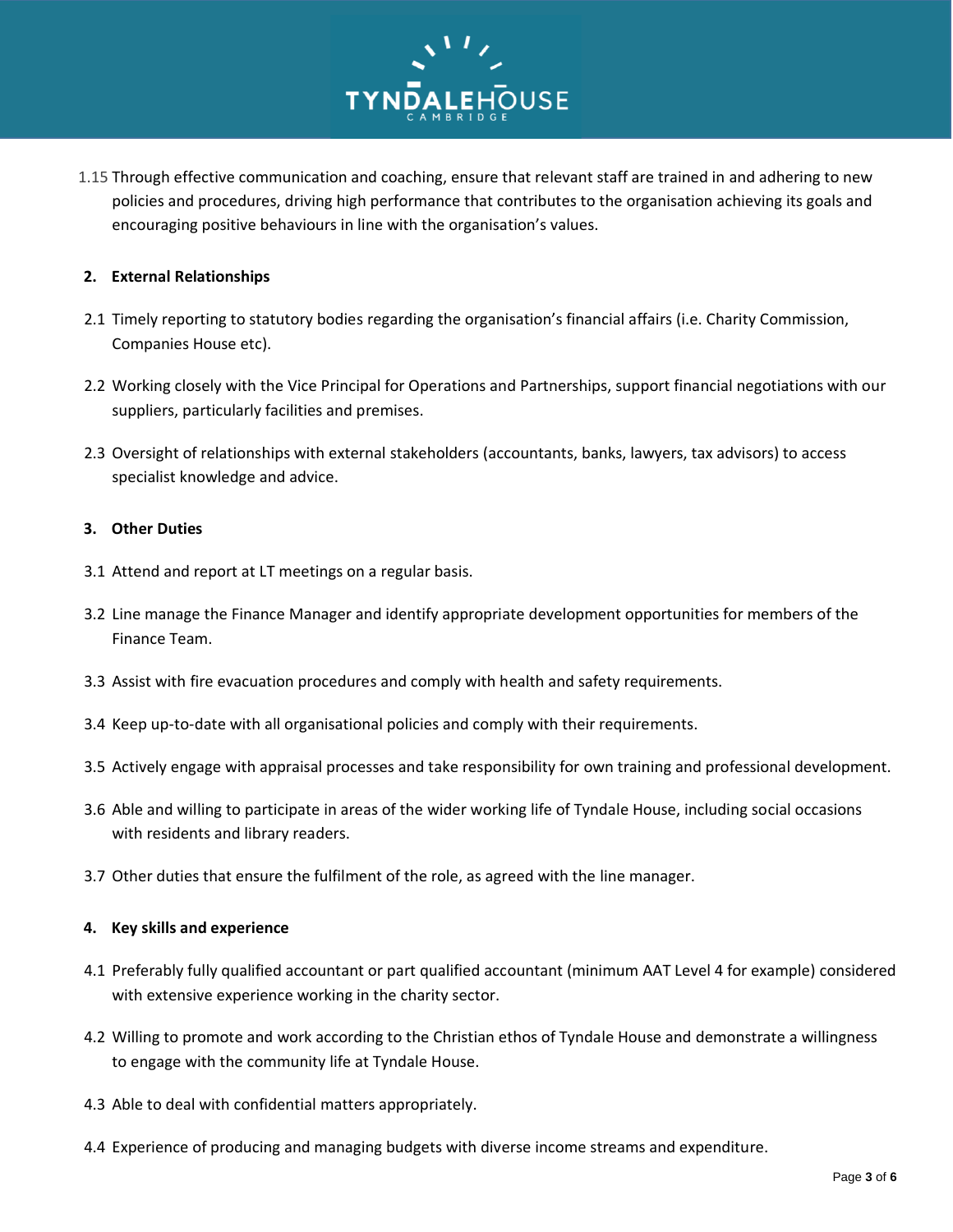1.15 Through effective communication and coaching, ensure that relevant staff are trained in and adhering to new policies and procedures, driving high performance that contributes to the organisation achieving its goals and encouraging positive behaviours in line with the organisation's values.

**2. External Relationships**

2.1 Timely reporting to statutory bodies regarding the organisation's financial affairs (i.e. Charity Commission, Companies House etc).

2.2 Working closely with the Vice Principal for Operations and Partnerships, support financial negotiations with our suppliers, particularly facilities and premises.

2.3 Oversight of relationships with external stakeholders (accountants, banks, lawyers, tax advisors) to access specialist knowledge and advice.

**3. Other Duties**

3.1 Attend and report at LT meetings on a regular basis.

3.2 Line manage the Finance Manager and identify appropriate development opportunities for members of the Finance Team.

3.3 Assist with fire evacuation procedures and comply with health and safety requirements.

3.4 Keep up-to-date with all organisational policies and comply with their requirements.

3.5 Actively engage with appraisal processes and take responsibility for own training and professional development.

3.6 Able and willing to participate in areas of the wider working life of Tyndale House, including social occasions with residents and library readers.

3.7 Other duties that ensure the fulfilment of the role, as agreed with the line manager.

**4. Key skills and experience**

4.1 Preferably fully qualified accountant or part qualified accountant (minimum AAT Level 4 for example) considered with extensive experience working in the charity sector.

4.2 Willing to promote and work according to the Christian ethos of Tyndale House and demonstrate a willingness to engage with the community life at Tyndale House.

4.3 Able to deal with confidential matters appropriately.

4.4 Experience of producing and managing budgets with diverse income streams and expenditure.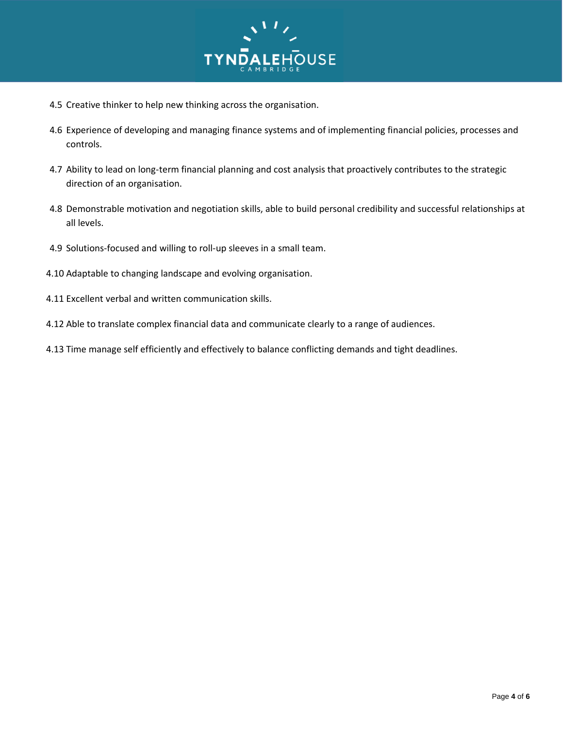4.5 Creative thinker to help new thinking across the organisation.

4.6 Experience of developing and managing finance systems and of implementing financial policies, processes and controls.

4.7 Ability to lead on long-term financial planning and cost analysis that proactively contributes to the strategic direction of an organisation.

4.8 Demonstrable motivation and negotiation skills, able to build personal credibility and successful relationships at all levels.

4.9 Solutions-focused and willing to roll-up sleeves in a small team.

4.10 Adaptable to changing landscape and evolving organisation.

4.11 Excellent verbal and written communication skills.

4.12 Able to translate complex financial data and communicate clearly to a range of audiences.

4.13 Time manage self efficiently and effectively to balance conflicting demands and tight deadlines.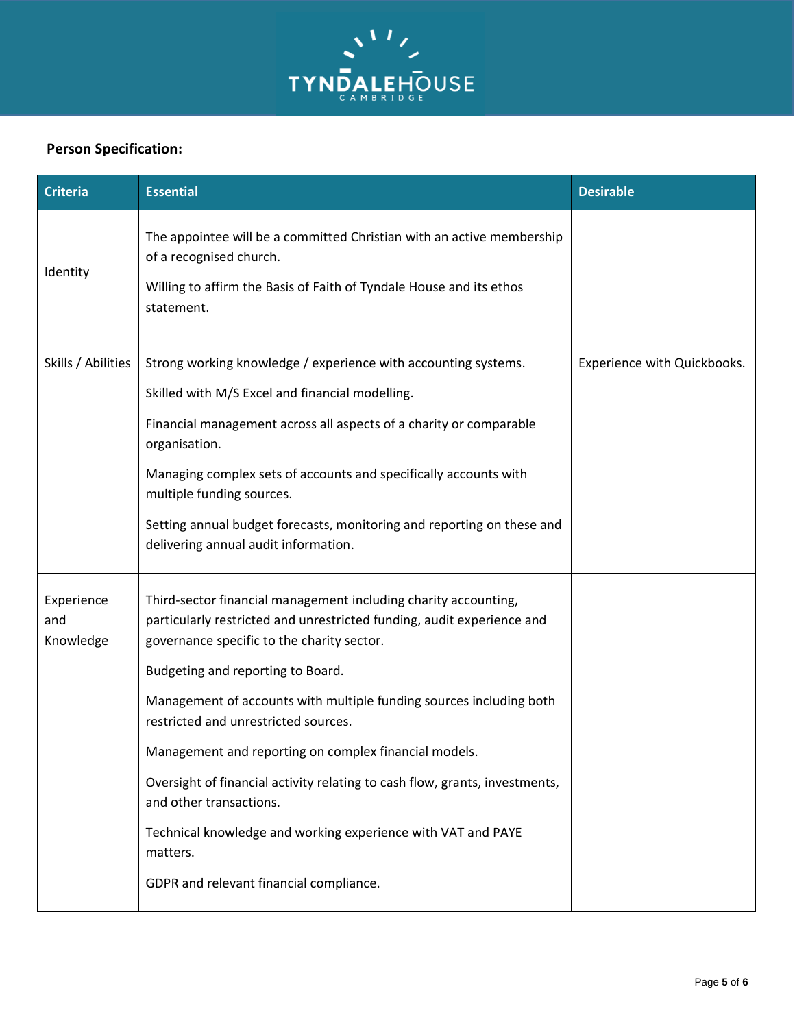**Person Specification:**

| Criteria | Essential | Desirable |
|---|---|---|
| Identity | The appointee will be a committed Christian with an active membership of a recognised church.<br><br>Willing to affirm the Basis of Faith of Tyndale House and its ethos statement. | |
| Skills / Abilities | Strong working knowledge / experience with accounting systems.<br><br>Skilled with M/S Excel and financial modelling.<br><br>Financial management across all aspects of a charity or comparable organisation.<br><br>Managing complex sets of accounts and specifically accounts with multiple funding sources.<br><br>Setting annual budget forecasts, monitoring and reporting on these and delivering annual audit information. | Experience with Quickbooks. |
| Experience and Knowledge | Third-sector financial management including charity accounting, particularly restricted and unrestricted funding, audit experience and governance specific to the charity sector.<br><br>Budgeting and reporting to Board.<br><br>Management of accounts with multiple funding sources including both restricted and unrestricted sources.<br><br>Management and reporting on complex financial models.<br><br>Oversight of financial activity relating to cash flow, grants, investments, and other transactions.<br><br>Technical knowledge and working experience with VAT and PAYE matters.<br><br>GDPR and relevant financial compliance. | |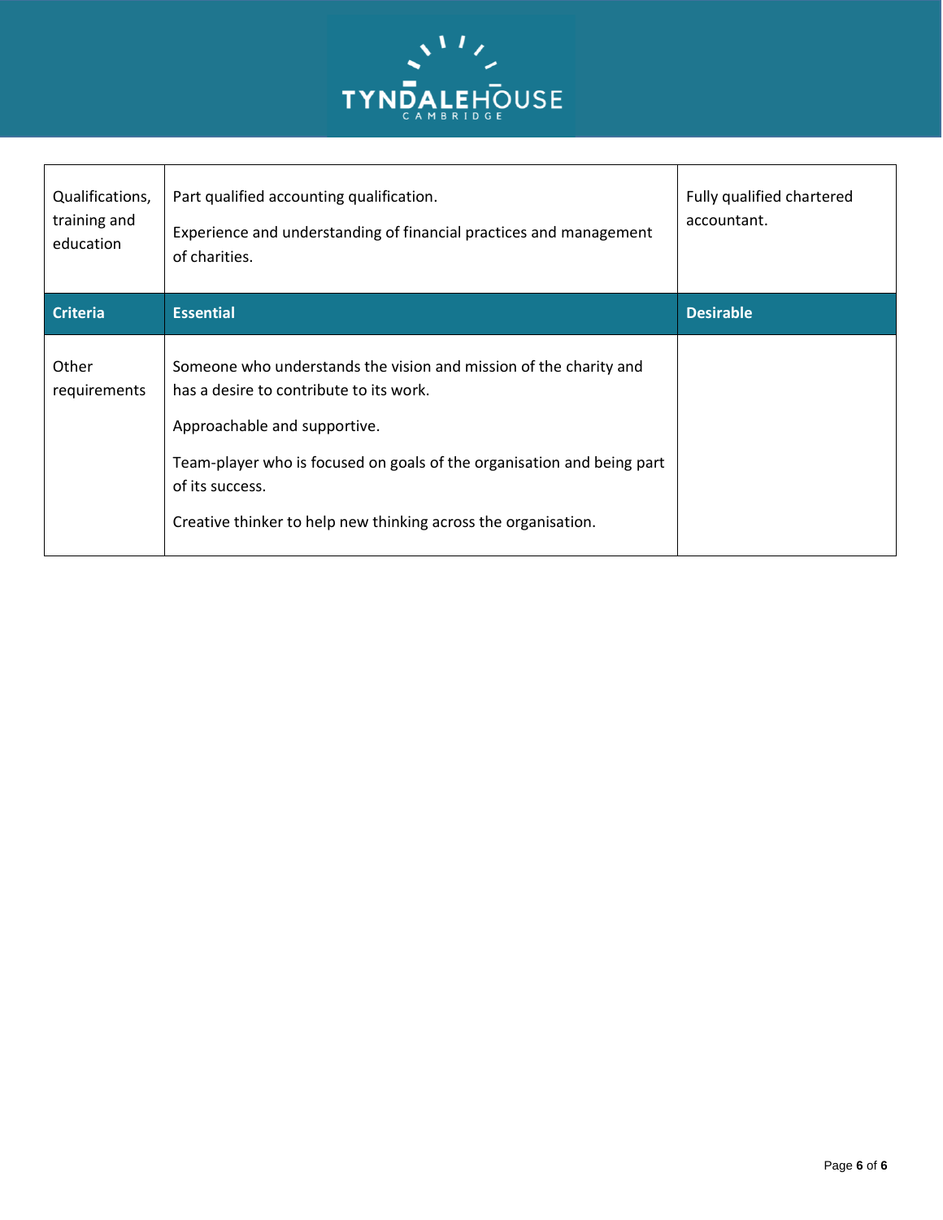| | | |
|---|---|---|
| Qualifications, training and education | Part qualified accounting qualification.<br><br>Experience and understanding of financial practices and management of charities. | Fully qualified chartered accountant. |
| **Criteria** | **Essential** | **Desirable** |
| Other requirements | Someone who understands the vision and mission of the charity and has a desire to contribute to its work.<br><br>Approachable and supportive.<br><br>Team-player who is focused on goals of the organisation and being part of its success.<br><br>Creative thinker to help new thinking across the organisation. | |